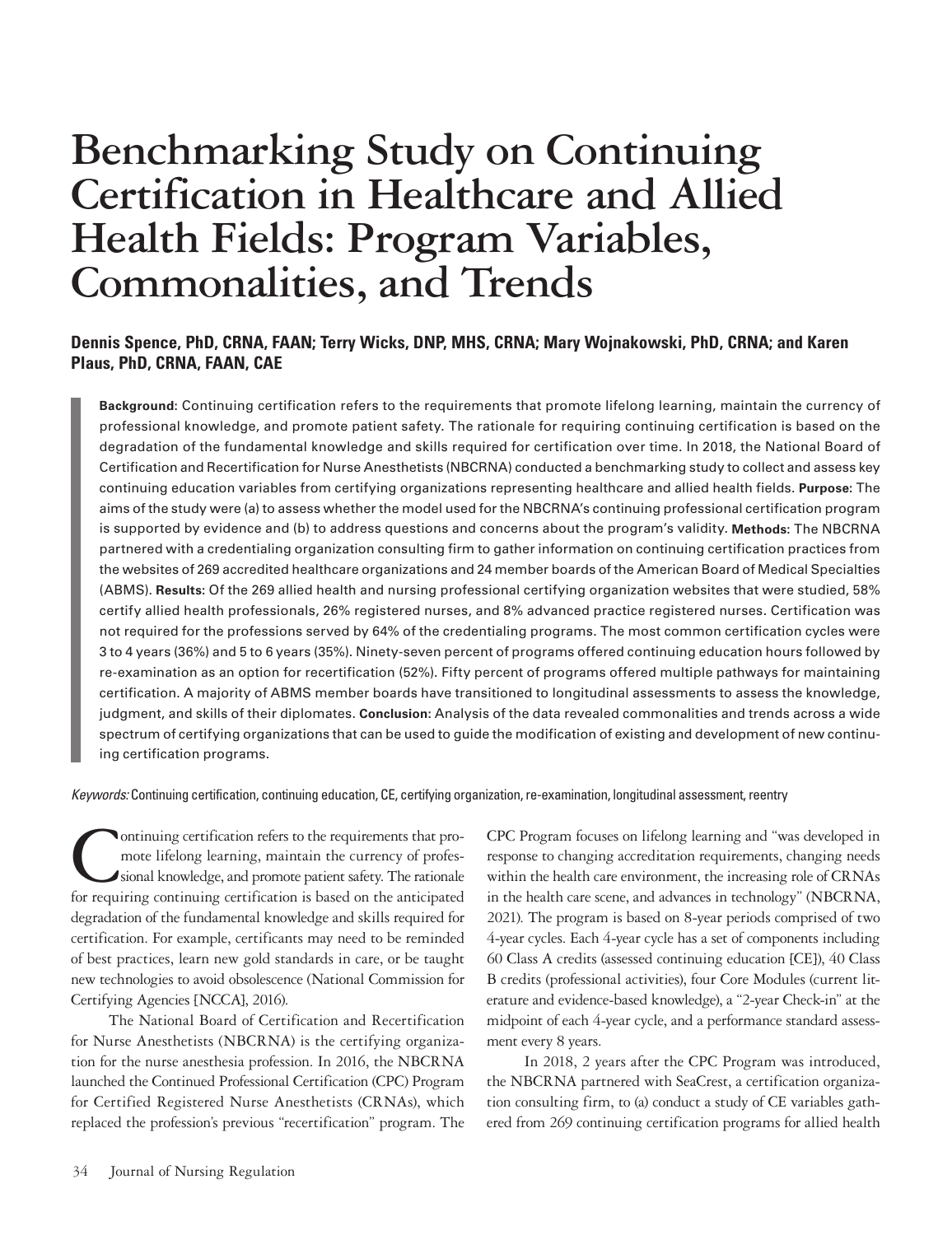# Benchmarking Study on Continuing Certification in Healthcare and Allied Health Fields: Program Variables, Commonalities, and Trends

**Dennis Spence, PhD, CRNA, FAAN; Terry Wicks, DNP, MHS, CRNA; Mary Wojnakowski, PhD, CRNA; and Karen Plaus, PhD, CRNA, FAAN, CAE**

**Background:** Continuing certification refers to the requirements that promote lifelong learning, maintain the currency of professional knowledge, and promote patient safety. The rationale for requiring continuing certification is based on the degradation of the fundamental knowledge and skills required for certification over time. In 2018, the National Board of Certification and Recertification for Nurse Anesthetists (NBCRNA) conducted a benchmarking study to collect and assess key continuing education variables from certifying organizations representing healthcare and allied health fields. **Purpose:** The aims of the study were (a) to assess whether the model used for the NBCRNA's continuing professional certification program is supported by evidence and (b) to address questions and concerns about the program's validity. **Methods:** The NBCRNA partnered with a credentialing organization consulting firm to gather information on continuing certification practices from the websites of 269 accredited healthcare organizations and 24 member boards of the American Board of Medical Specialties (ABMS). **Results:** Of the 269 allied health and nursing professional certifying organization websites that were studied, 58% certify allied health professionals, 26% registered nurses, and 8% advanced practice registered nurses. Certification was not required for the professions served by 64% of the credentialing programs. The most common certification cycles were 3 to 4 years (36%) and 5 to 6 years (35%). Ninety-seven percent of programs offered continuing education hours followed by re-examination as an option for recertification (52%). Fifty percent of programs offered multiple pathways for maintaining certification. A majority of ABMS member boards have transitioned to longitudinal assessments to assess the knowledge, judgment, and skills of their diplomates. **Conclusion:** Analysis of the data revealed commonalities and trends across a wide spectrum of certifying organizations that can be used to guide the modification of existing and development of new continuing certification programs.

*Keywords:* Continuing certification, continuing education, CE, certifying organization, re-examination, longitudinal assessment, reentry

Continuing certification refers to the requirements that promote lifelong learning, maintain the currency of professional knowledge, and promote patient safety. The rationale for requiring continuing certification is based on the anticipated degradation of the fundamental knowledge and skills required for certification. For example, certificants may need to be reminded of best practices, learn new gold standards in care, or be taught new technologies to avoid obsolescence (National Commission for Certifying Agencies [NCCA], 2016).

The National Board of Certification and Recertification for Nurse Anesthetists (NBCRNA) is the certifying organization for the nurse anesthesia profession. In 2016, the NBCRNA launched the Continued Professional Certification (CPC) Program for Certified Registered Nurse Anesthetists (CRNAs), which replaced the profession's previous "recertification" program. The CPC Program focuses on lifelong learning and "was developed in response to changing accreditation requirements, changing needs within the health care environment, the increasing role of CRNAs in the health care scene, and advances in technology" (NBCRNA, 2021). The program is based on 8-year periods comprised of two 4-year cycles. Each 4-year cycle has a set of components including 60 Class A credits (assessed continuing education [CE]), 40 Class B credits (professional activities), four Core Modules (current literature and evidence-based knowledge), a "2-year Check-in" at the midpoint of each 4-year cycle, and a performance standard assessment every 8 years.

In 2018, 2 years after the CPC Program was introduced, the NBCRNA partnered with SeaCrest, a certification organization consulting firm, to (a) conduct a study of CE variables gathered from 269 continuing certification programs for allied health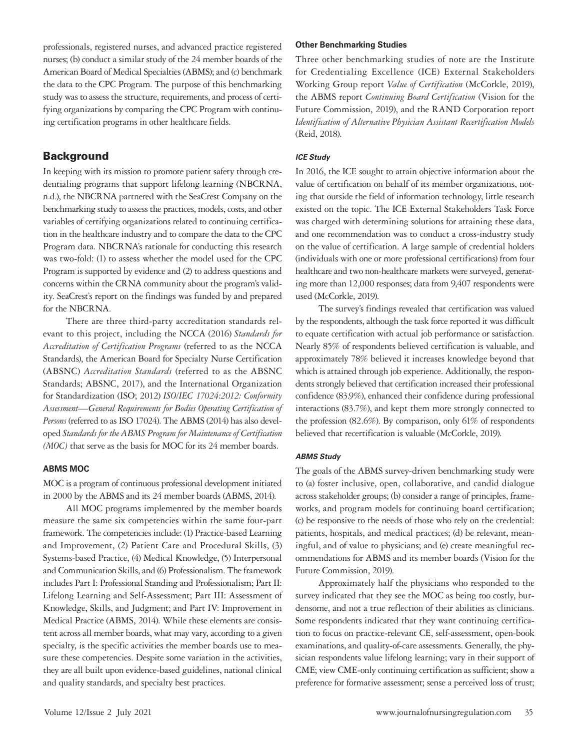professionals, registered nurses, and advanced practice registered nurses; (b) conduct a similar study of the 24 member boards of the American Board of Medical Specialties (ABMS); and (c) benchmark the data to the CPC Program. The purpose of this benchmarking study was to assess the structure, requirements, and process of certifying organizations by comparing the CPC Program with continuing certification programs in other healthcare fields.

## Background

In keeping with its mission to promote patient safety through credentialing programs that support lifelong learning (NBCRNA, n.d.), the NBCRNA partnered with the SeaCrest Company on the benchmarking study to assess the practices, models, costs, and other variables of certifying organizations related to continuing certification in the healthcare industry and to compare the data to the CPC Program data. NBCRNA's rationale for conducting this research was two-fold: (1) to assess whether the model used for the CPC Program is supported by evidence and (2) to address questions and concerns within the CRNA community about the program's validity. SeaCrest's report on the findings was funded by and prepared for the NBCRNA.

There are three third-party accreditation standards relevant to this project, including the NCCA (2016) *Standards for Accreditation of Certification Programs* (referred to as the NCCA Standards), the American Board for Specialty Nurse Certification (ABSNC) *Accreditation Standards* (referred to as the ABSNC Standards; ABSNC, 2017), and the International Organization for Standardization (ISO; 2012) *ISO/IEC 17024:2012: Conformity Assessment—General Requirements for Bodies Operating Certification of Persons* (referred to as ISO 17024). The ABMS (2014) has also developed *Standards for the ABMS Program for Maintenance of Certification (MOC)* that serve as the basis for MOC for its 24 member boards.

### ABMS MOC

MOC is a program of continuous professional development initiated in 2000 by the ABMS and its 24 member boards (ABMS, 2014).

All MOC programs implemented by the member boards measure the same six competencies within the same four-part framework. The competencies include: (1) Practice-based Learning and Improvement, (2) Patient Care and Procedural Skills, (3) Systems-based Practice, (4) Medical Knowledge, (5) Interpersonal and Communication Skills, and (6) Professionalism. The framework includes Part I: Professional Standing and Professionalism; Part II: Lifelong Learning and Self-Assessment; Part III: Assessment of Knowledge, Skills, and Judgment; and Part IV: Improvement in Medical Practice (ABMS, 2014). While these elements are consistent across all member boards, what may vary, according to a given specialty, is the specific activities the member boards use to measure these competencies. Despite some variation in the activities, they are all built upon evidence-based guidelines, national clinical and quality standards, and specialty best practices.

### Other Benchmarking Studies

Three other benchmarking studies of note are the Institute for Credentialing Excellence (ICE) External Stakeholders Working Group report *Value of Certification* (McCorkle, 2019), the ABMS report *Continuing Board Certification* (Vision for the Future Commission, 2019), and the RAND Corporation report *Identification of Alternative Physician Assistant Recertification Models* (Reid, 2018).

#### *ICE Study*

In 2016, the ICE sought to attain objective information about the value of certification on behalf of its member organizations, noting that outside the field of information technology, little research existed on the topic. The ICE External Stakeholders Task Force was charged with determining solutions for attaining these data, and one recommendation was to conduct a cross-industry study on the value of certification. A large sample of credential holders (individuals with one or more professional certifications) from four healthcare and two non-healthcare markets were surveyed, generating more than 12,000 responses; data from 9,407 respondents were used (McCorkle, 2019).

The survey's findings revealed that certification was valued by the respondents, although the task force reported it was difficult to equate certification with actual job performance or satisfaction. Nearly 85% of respondents believed certification is valuable, and approximately 78% believed it increases knowledge beyond that which is attained through job experience. Additionally, the respondents strongly believed that certification increased their professional confidence (83.9%), enhanced their confidence during professional interactions (83.7%), and kept them more strongly connected to the profession (82.6%). By comparison, only 61% of respondents believed that recertification is valuable (McCorkle, 2019).

#### *ABMS Study*

The goals of the ABMS survey-driven benchmarking study were to (a) foster inclusive, open, collaborative, and candid dialogue across stakeholder groups; (b) consider a range of principles, frameworks, and program models for continuing board certification; (c) be responsive to the needs of those who rely on the credential: patients, hospitals, and medical practices; (d) be relevant, meaningful, and of value to physicians; and (e) create meaningful recommendations for ABMS and its member boards (Vision for the Future Commission, 2019).

Approximately half the physicians who responded to the survey indicated that they see the MOC as being too costly, burdensome, and not a true reflection of their abilities as clinicians. Some respondents indicated that they want continuing certification to focus on practice-relevant CE, self-assessment, open-book examinations, and quality-of-care assessments. Generally, the physician respondents value lifelong learning; vary in their support of CME; view CME-only continuing certification as sufficient; show a preference for formative assessment; sense a perceived loss of trust;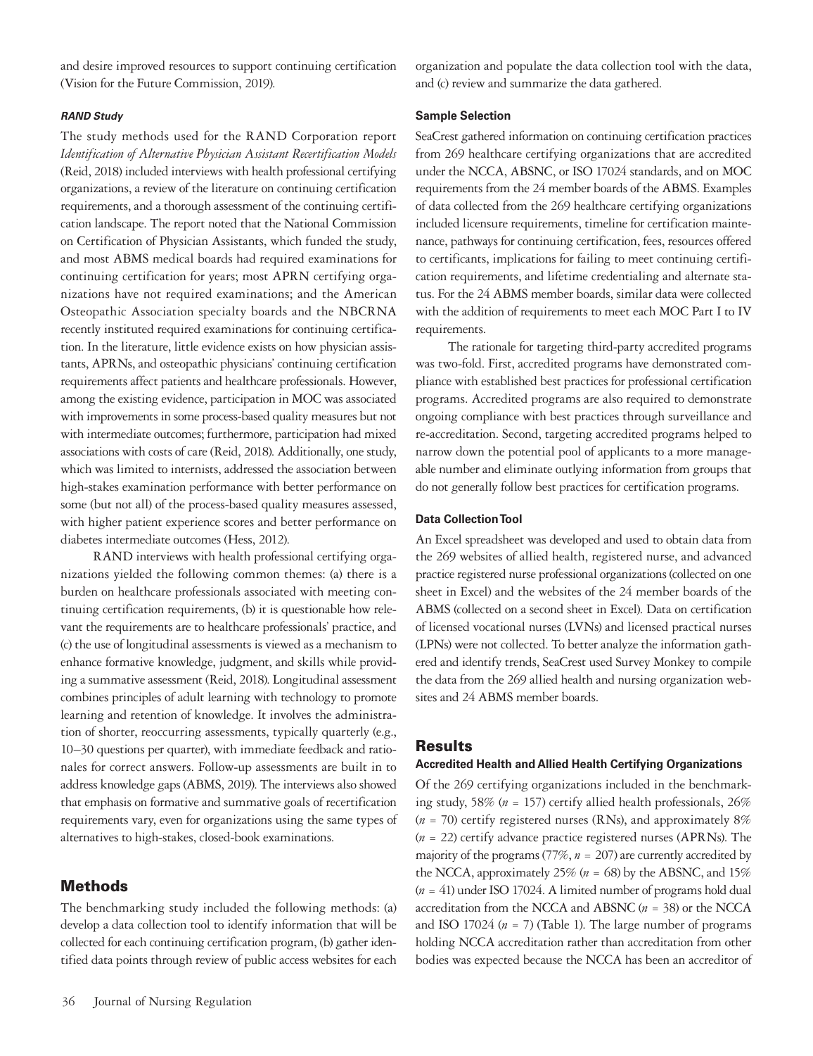and desire improved resources to support continuing certification (Vision for the Future Commission, 2019).

#### *RAND Study*

The study methods used for the RAND Corporation report *Identification of Alternative Physician Assistant Recertification Models* (Reid, 2018) included interviews with health professional certifying organizations, a review of the literature on continuing certification requirements, and a thorough assessment of the continuing certification landscape. The report noted that the National Commission on Certification of Physician Assistants, which funded the study, and most ABMS medical boards had required examinations for continuing certification for years; most APRN certifying organizations have not required examinations; and the American Osteopathic Association specialty boards and the NBCRNA recently instituted required examinations for continuing certification. In the literature, little evidence exists on how physician assistants, APRNs, and osteopathic physicians' continuing certification requirements affect patients and healthcare professionals. However, among the existing evidence, participation in MOC was associated with improvements in some process-based quality measures but not with intermediate outcomes; furthermore, participation had mixed associations with costs of care (Reid, 2018). Additionally, one study, which was limited to internists, addressed the association between high-stakes examination performance with better performance on some (but not all) of the process-based quality measures assessed, with higher patient experience scores and better performance on diabetes intermediate outcomes (Hess, 2012).

RAND interviews with health professional certifying organizations yielded the following common themes: (a) there is a burden on healthcare professionals associated with meeting continuing certification requirements, (b) it is questionable how relevant the requirements are to healthcare professionals' practice, and (c) the use of longitudinal assessments is viewed as a mechanism to enhance formative knowledge, judgment, and skills while providing a summative assessment (Reid, 2018). Longitudinal assessment combines principles of adult learning with technology to promote learning and retention of knowledge. It involves the administration of shorter, reoccurring assessments, typically quarterly (e.g., 10–30 questions per quarter), with immediate feedback and rationales for correct answers. Follow-up assessments are built in to address knowledge gaps (ABMS, 2019). The interviews also showed that emphasis on formative and summative goals of recertification requirements vary, even for organizations using the same types of alternatives to high-stakes, closed-book examinations.

## Methods

The benchmarking study included the following methods: (a) develop a data collection tool to identify information that will be collected for each continuing certification program, (b) gather identified data points through review of public access websites for each organization and populate the data collection tool with the data, and (c) review and summarize the data gathered.

#### Sample Selection

SeaCrest gathered information on continuing certification practices from 269 healthcare certifying organizations that are accredited under the NCCA, ABSNC, or ISO 17024 standards, and on MOC requirements from the 24 member boards of the ABMS. Examples of data collected from the 269 healthcare certifying organizations included licensure requirements, timeline for certification maintenance, pathways for continuing certification, fees, resources offered to certificants, implications for failing to meet continuing certification requirements, and lifetime credentialing and alternate status. For the 24 ABMS member boards, similar data were collected with the addition of requirements to meet each MOC Part I to IV requirements.

The rationale for targeting third-party accredited programs was two-fold. First, accredited programs have demonstrated compliance with established best practices for professional certification programs. Accredited programs are also required to demonstrate ongoing compliance with best practices through surveillance and re-accreditation. Second, targeting accredited programs helped to narrow down the potential pool of applicants to a more manageable number and eliminate outlying information from groups that do not generally follow best practices for certification programs.

#### Data Collection Tool

An Excel spreadsheet was developed and used to obtain data from the 269 websites of allied health, registered nurse, and advanced practice registered nurse professional organizations (collected on one sheet in Excel) and the websites of the 24 member boards of the ABMS (collected on a second sheet in Excel). Data on certification of licensed vocational nurses (LVNs) and licensed practical nurses (LPNs) were not collected. To better analyze the information gathered and identify trends, SeaCrest used Survey Monkey to compile the data from the 269 allied health and nursing organization websites and 24 ABMS member boards.

## Results

#### Accredited Health and Allied Health Certifying Organizations

Of the 269 certifying organizations included in the benchmarking study, 58% (*n* = 157) certify allied health professionals, 26% (*n* = 70) certify registered nurses (RNs), and approximately 8% (*n* = 22) certify advance practice registered nurses (APRNs). The majority of the programs (77%, *n* = 207) are currently accredited by the NCCA, approximately 25% (*n* = 68) by the ABSNC, and 15% (*n* = 41) under ISO 17024. A limited number of programs hold dual accreditation from the NCCA and ABSNC (*n* = 38) or the NCCA and ISO 17024 (*n* = 7) (Table 1). The large number of programs holding NCCA accreditation rather than accreditation from other bodies was expected because the NCCA has been an accreditor of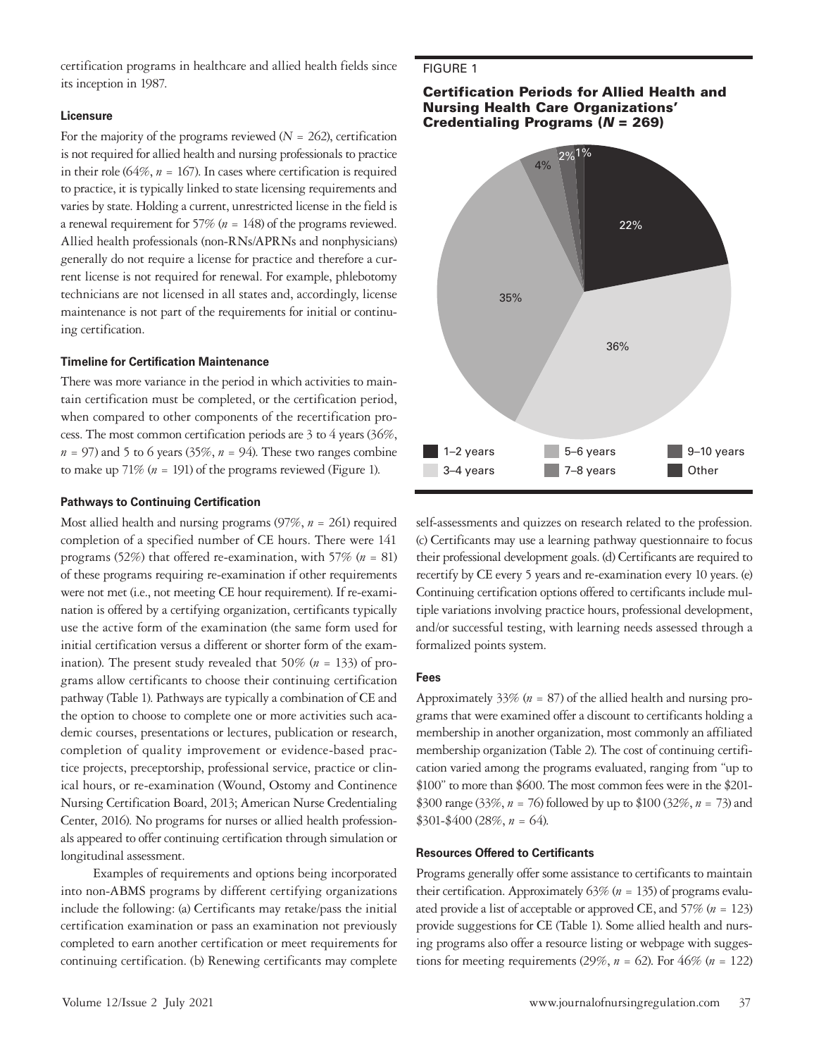certification programs in healthcare and allied health fields since its inception in 1987.

### Licensure

For the majority of the programs reviewed (*N* = 262), certification is not required for allied health and nursing professionals to practice in their role (64%, *n* = 167). In cases where certification is required to practice, it is typically linked to state licensing requirements and varies by state. Holding a current, unrestricted license in the field is a renewal requirement for 57% (*n* = 148) of the programs reviewed. Allied health professionals (non-RNs/APRNs and nonphysicians) generally do not require a license for practice and therefore a current license is not required for renewal. For example, phlebotomy technicians are not licensed in all states and, accordingly, license maintenance is not part of the requirements for initial or continuing certification.

### Timeline for Certification Maintenance

There was more variance in the period in which activities to maintain certification must be completed, or the certification period, when compared to other components of the recertification process. The most common certification periods are 3 to 4 years (36%, *n* = 97) and 5 to 6 years (35%, *n* = 94). These two ranges combine to make up 71% (*n* = 191) of the programs reviewed (Figure 1).

### Pathways to Continuing Certification

Most allied health and nursing programs (97%, *n* = 261) required completion of a specified number of CE hours. There were 141 programs (52%) that offered re-examination, with 57% (*n* = 81) of these programs requiring re-examination if other requirements were not met (i.e., not meeting CE hour requirement). If re-examination is offered by a certifying organization, certificants typically use the active form of the examination (the same form used for initial certification versus a different or shorter form of the examination). The present study revealed that 50% (*n* = 133) of programs allow certificants to choose their continuing certification pathway (Table 1). Pathways are typically a combination of CE and the option to choose to complete one or more activities such academic courses, presentations or lectures, publication or research, completion of quality improvement or evidence-based practice projects, preceptorship, professional service, practice or clinical hours, or re-examination (Wound, Ostomy and Continence Nursing Certification Board, 2013; American Nurse Credentialing Center, 2016). No programs for nurses or allied health professionals appeared to offer continuing certification through simulation or longitudinal assessment.

Examples of requirements and options being incorporated into non-ABMS programs by different certifying organizations include the following: (a) Certificants may retake/pass the initial certification examination or pass an examination not previously completed to earn another certification or meet requirements for continuing certification. (b) Renewing certificants may complete self-assessments and quizzes on research related to the profession. (c) Certificants may use a learning pathway questionnaire to focus their professional development goals. (d) Certificants are required to recertify by CE every 5 years and re-examination every 10 years. (e) Continuing certification options offered to certificants include multiple variations involving practice hours, professional development, and/or successful testing, with learning needs assessed through a formalized points system.

FIGURE 1

**Certification Periods for Allied Health and Nursing Health Care Organizations' Credentialing Programs (*N* = 269)**

| Certification period | Percentage |
|---|---|
| 1–2 years | 22% |
| 3–4 years | 36% |
| 5–6 years | 35% |
| 7–8 years | 4% |
| 9–10 years | 2% |
| Other | 1% |

### Fees

Approximately 33% (*n* = 87) of the allied health and nursing programs that were examined offer a discount to certificants holding a membership in another organization, most commonly an affiliated membership organization (Table 2). The cost of continuing certification varied among the programs evaluated, ranging from "up to $100" to more than $600. The most common fees were in the $201-$300 range (33%, *n* = 76) followed by up to $100 (32%, *n* = 73) and $301-$400 (28%, *n* = 64).

### Resources Offered to Certificants

Programs generally offer some assistance to certificants to maintain their certification. Approximately 63% (*n* = 135) of programs evaluated provide a list of acceptable or approved CE, and 57% (*n* = 123) provide suggestions for CE (Table 1). Some allied health and nursing programs also offer a resource listing or webpage with suggestions for meeting requirements (29%, *n* = 62). For 46% (*n* = 122)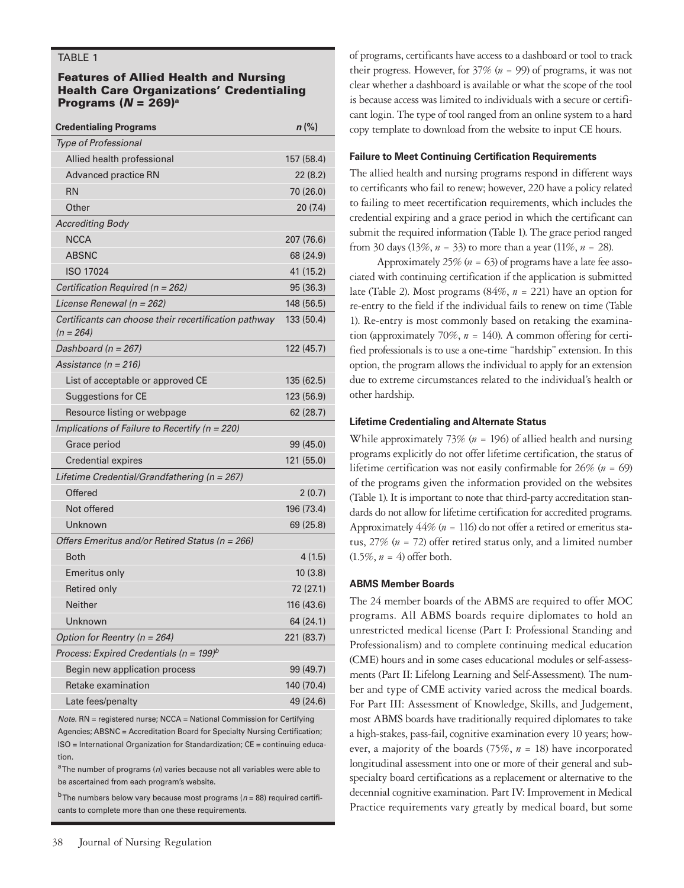TABLE 1

**Features of Allied Health and Nursing Health Care Organizations' Credentialing Programs (*N* = 269)[a]**

| Credentialing Programs | *n* (%) |
|---|---|
| *Type of Professional* | |
| Allied health professional | 157 (58.4) |
| Advanced practice RN | 22 (8.2) |
| RN | 70 (26.0) |
| Other | 20 (7.4) |
| *Accrediting Body* | |
| NCCA | 207 (76.6) |
| ABSNC | 68 (24.9) |
| ISO 17024 | 41 (15.2) |
| *Certification Required (n = 262)* | 95 (36.3) |
| *License Renewal (n = 262)* | 148 (56.5) |
| *Certificants can choose their recertification pathway (n = 264)* | 133 (50.4) |
| *Dashboard (n = 267)* | 122 (45.7) |
| *Assistance (n = 216)* | |
| List of acceptable or approved CE | 135 (62.5) |
| Suggestions for CE | 123 (56.9) |
| Resource listing or webpage | 62 (28.7) |
| *Implications of Failure to Recertify (n = 220)* | |
| Grace period | 99 (45.0) |
| Credential expires | 121 (55.0) |
| *Lifetime Credential/Grandfathering (n = 267)* | |
| Offered | 2 (0.7) |
| Not offered | 196 (73.4) |
| Unknown | 69 (25.8) |
| *Offers Emeritus and/or Retired Status (n = 266)* | |
| Both | 4 (1.5) |
| Emeritus only | 10 (3.8) |
| Retired only | 72 (27.1) |
| Neither | 116 (43.6) |
| Unknown | 64 (24.1) |
| *Option for Reentry (n = 264)* | 221 (83.7) |
| *Process: Expired Credentials (n = 199)[b]* | |
| Begin new application process | 99 (49.7) |
| Retake examination | 140 (70.4) |
| Late fees/penalty | 49 (24.6) |

*Note.* RN = registered nurse; NCCA = National Commission for Certifying Agencies; ABSNC = Accreditation Board for Specialty Nursing Certification; ISO = International Organization for Standardization; CE = continuing education.

[a]The number of programs (*n*) varies because not all variables were able to be ascertained from each program's website.

[b]The numbers below vary because most programs (*n* = 88) required certificants to complete more than one these requirements.

of programs, certificants have access to a dashboard or tool to track their progress. However, for 37% (*n* = 99) of programs, it was not clear whether a dashboard is available or what the scope of the tool is because access was limited to individuals with a secure or certificant login. The type of tool ranged from an online system to a hard copy template to download from the website to input CE hours.

#### Failure to Meet Continuing Certification Requirements

The allied health and nursing programs respond in different ways to certificants who fail to renew; however, 220 have a policy related to failing to meet recertification requirements, which includes the credential expiring and a grace period in which the certificant can submit the required information (Table 1). The grace period ranged from 30 days (13%, *n* = 33) to more than a year (11%, *n* = 28).

Approximately 25% (*n* = 63) of programs have a late fee associated with continuing certification if the application is submitted late (Table 2). Most programs (84%, *n* = 221) have an option for re-entry to the field if the individual fails to renew on time (Table 1). Re-entry is most commonly based on retaking the examination (approximately 70%, *n* = 140). A common offering for certified professionals is to use a one-time "hardship" extension. In this option, the program allows the individual to apply for an extension due to extreme circumstances related to the individual's health or other hardship.

#### Lifetime Credentialing and Alternate Status

While approximately 73% (*n* = 196) of allied health and nursing programs explicitly do not offer lifetime certification, the status of lifetime certification was not easily confirmable for 26% (*n* = 69) of the programs given the information provided on the websites (Table 1). It is important to note that third-party accreditation standards do not allow for lifetime certification for accredited programs. Approximately 44% (*n* = 116) do not offer a retired or emeritus status, 27% (*n* = 72) offer retired status only, and a limited number (1.5%, *n* = 4) offer both.

#### ABMS Member Boards

The 24 member boards of the ABMS are required to offer MOC programs. All ABMS boards require diplomates to hold an unrestricted medical license (Part I: Professional Standing and Professionalism) and to complete continuing medical education (CME) hours and in some cases educational modules or self-assessments (Part II: Lifelong Learning and Self-Assessment). The number and type of CME activity varied across the medical boards. For Part III: Assessment of Knowledge, Skills, and Judgement, most ABMS boards have traditionally required diplomates to take a high-stakes, pass-fail, cognitive examination every 10 years; however, a majority of the boards (75%, *n* = 18) have incorporated longitudinal assessment into one or more of their general and subspecialty board certifications as a replacement or alternative to the decennial cognitive examination. Part IV: Improvement in Medical Practice requirements vary greatly by medical board, but some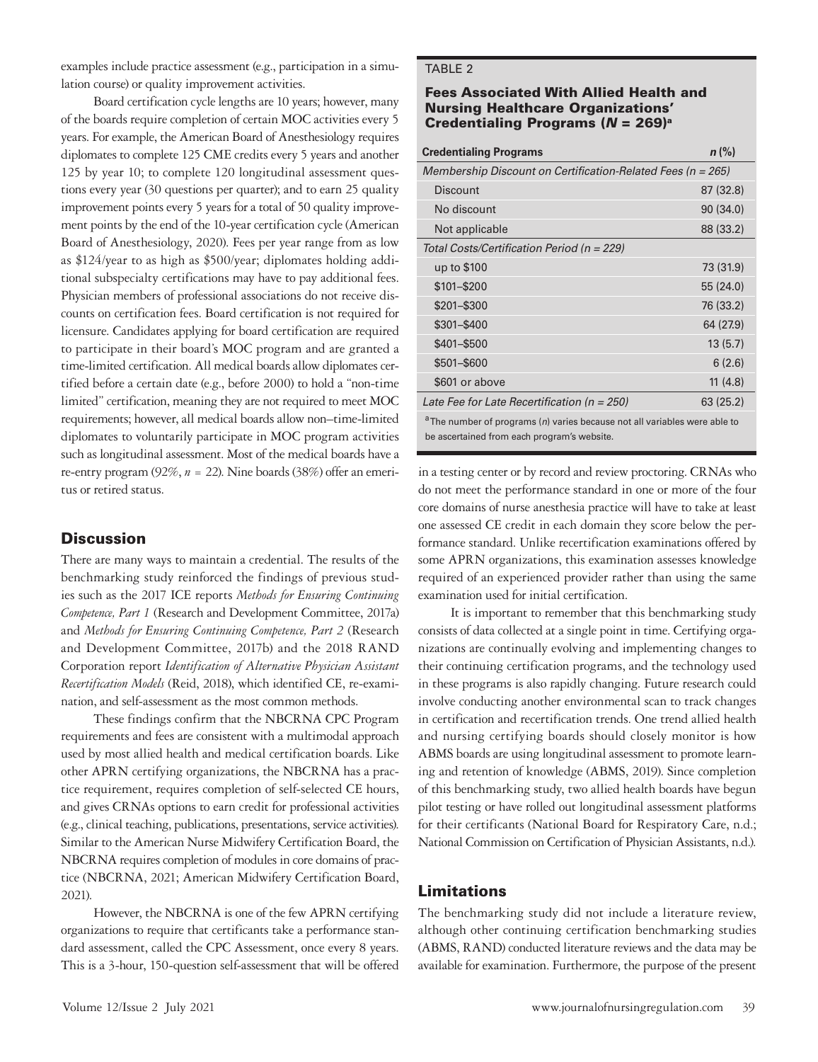examples include practice assessment (e.g., participation in a simulation course) or quality improvement activities.

Board certification cycle lengths are 10 years; however, many of the boards require completion of certain MOC activities every 5 years. For example, the American Board of Anesthesiology requires diplomates to complete 125 CME credits every 5 years and another 125 by year 10; to complete 120 longitudinal assessment questions every year (30 questions per quarter); and to earn 25 quality improvement points every 5 years for a total of 50 quality improvement points by the end of the 10-year certification cycle (American Board of Anesthesiology, 2020). Fees per year range from as low as $124/year to as high as $500/year; diplomates holding additional subspecialty certifications may have to pay additional fees. Physician members of professional associations do not receive discounts on certification fees. Board certification is not required for licensure. Candidates applying for board certification are required to participate in their board's MOC program and are granted a time-limited certification. All medical boards allow diplomates certified before a certain date (e.g., before 2000) to hold a "non-time limited" certification, meaning they are not required to meet MOC requirements; however, all medical boards allow non–time-limited diplomates to voluntarily participate in MOC program activities such as longitudinal assessment. Most of the medical boards have a re-entry program (92%, *n* = 22). Nine boards (38%) offer an emeritus or retired status.

TABLE 2

**Fees Associated With Allied Health and Nursing Healthcare Organizations' Credentialing Programs (*N* = 269)[a]**

| Credentialing Programs | *n* (%) |
|---|---|
| *Membership Discount on Certification-Related Fees (n = 265)* | |
| Discount | 87 (32.8) |
| No discount | 90 (34.0) |
| Not applicable | 88 (33.2) |
| *Total Costs/Certification Period (n = 229)* | |
| up to $100 | 73 (31.9) |
| $101–$200 | 55 (24.0) |
| $201–$300 | 76 (33.2) |
| $301–$400 | 64 (27.9) |
| $401–$500 | 13 (5.7) |
| $501–$600 | 6 (2.6) |
| $601 or above | 11 (4.8) |
| *Late Fee for Late Recertification (n = 250)* | 63 (25.2) |

[a]The number of programs (*n*) varies because not all variables were able to be ascertained from each program's website.

## Discussion

There are many ways to maintain a credential. The results of the benchmarking study reinforced the findings of previous studies such as the 2017 ICE reports *Methods for Ensuring Continuing Competence, Part 1* (Research and Development Committee, 2017a) and *Methods for Ensuring Continuing Competence, Part 2* (Research and Development Committee, 2017b) and the 2018 RAND Corporation report *Identification of Alternative Physician Assistant Recertification Models* (Reid, 2018), which identified CE, re-examination, and self-assessment as the most common methods.

These findings confirm that the NBCRNA CPC Program requirements and fees are consistent with a multimodal approach used by most allied health and medical certification boards. Like other APRN certifying organizations, the NBCRNA has a practice requirement, requires completion of self-selected CE hours, and gives CRNAs options to earn credit for professional activities (e.g., clinical teaching, publications, presentations, service activities). Similar to the American Nurse Midwifery Certification Board, the NBCRNA requires completion of modules in core domains of practice (NBCRNA, 2021; American Midwifery Certification Board, 2021).

However, the NBCRNA is one of the few APRN certifying organizations to require that certificants take a performance standard assessment, called the CPC Assessment, once every 8 years. This is a 3-hour, 150-question self-assessment that will be offered in a testing center or by record and review proctoring. CRNAs who do not meet the performance standard in one or more of the four core domains of nurse anesthesia practice will have to take at least one assessed CE credit in each domain they score below the performance standard. Unlike recertification examinations offered by some APRN organizations, this examination assesses knowledge required of an experienced provider rather than using the same examination used for initial certification.

It is important to remember that this benchmarking study consists of data collected at a single point in time. Certifying organizations are continually evolving and implementing changes to their continuing certification programs, and the technology used in these programs is also rapidly changing. Future research could involve conducting another environmental scan to track changes in certification and recertification trends. One trend allied health and nursing certifying boards should closely monitor is how ABMS boards are using longitudinal assessment to promote learning and retention of knowledge (ABMS, 2019). Since completion of this benchmarking study, two allied health boards have begun pilot testing or have rolled out longitudinal assessment platforms for their certificants (National Board for Respiratory Care, n.d.; National Commission on Certification of Physician Assistants, n.d.).

## Limitations

The benchmarking study did not include a literature review, although other continuing certification benchmarking studies (ABMS, RAND) conducted literature reviews and the data may be available for examination. Furthermore, the purpose of the present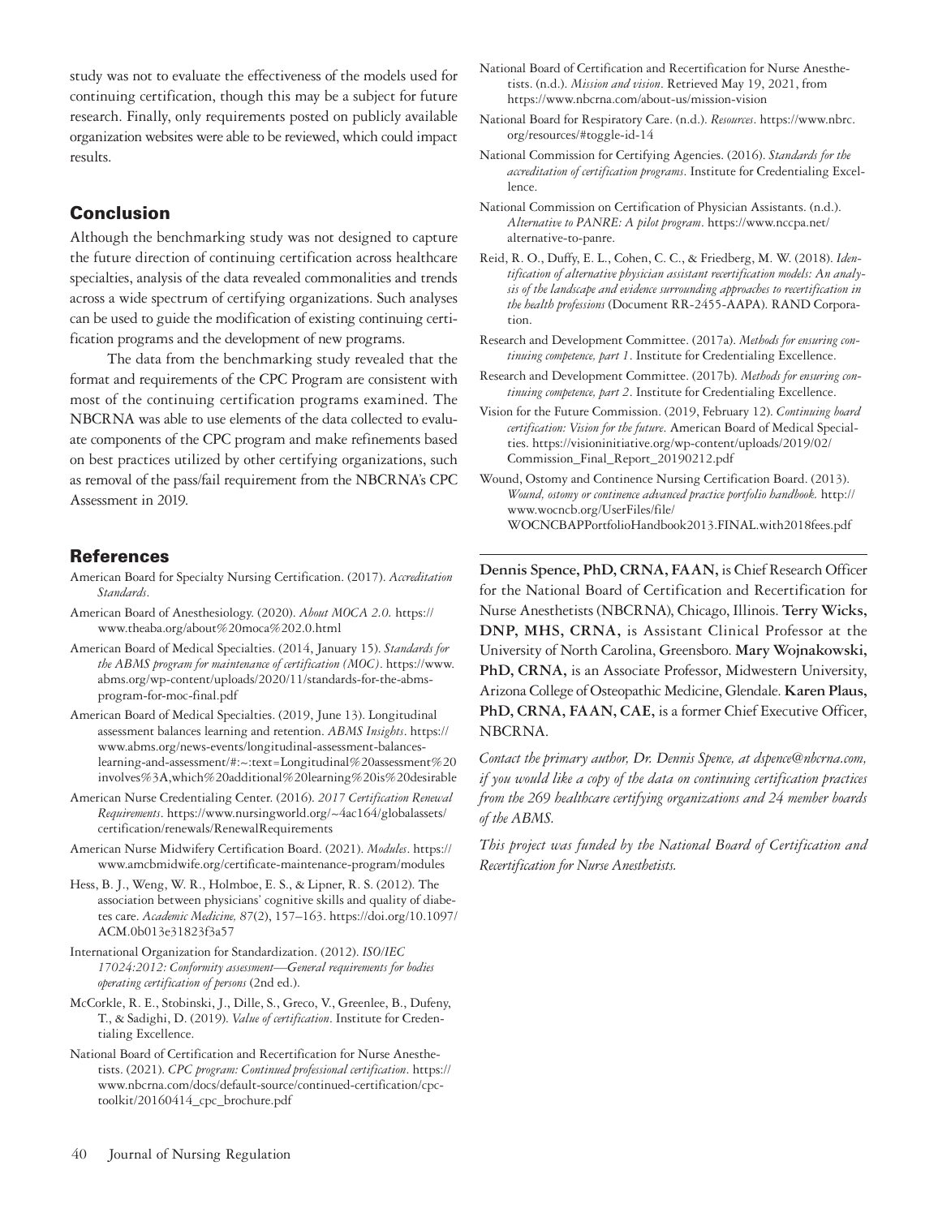study was not to evaluate the effectiveness of the models used for continuing certification, though this may be a subject for future research. Finally, only requirements posted on publicly available organization websites were able to be reviewed, which could impact results.

## Conclusion

Although the benchmarking study was not designed to capture the future direction of continuing certification across healthcare specialties, analysis of the data revealed commonalities and trends across a wide spectrum of certifying organizations. Such analyses can be used to guide the modification of existing continuing certification programs and the development of new programs.

The data from the benchmarking study revealed that the format and requirements of the CPC Program are consistent with most of the continuing certification programs examined. The NBCRNA was able to use elements of the data collected to evaluate components of the CPC program and make refinements based on best practices utilized by other certifying organizations, such as removal of the pass/fail requirement from the NBCRNA's CPC Assessment in 2019.

## References

American Board for Specialty Nursing Certification. (2017). *Accreditation Standards*.

American Board of Anesthesiology. (2020). *About MOCA 2.0.* https://www.theaba.org/about%20moca%202.0.html

American Board of Medical Specialties. (2014, January 15). *Standards for the ABMS program for maintenance of certification (MOC)*. https://www.abms.org/wp-content/uploads/2020/11/standards-for-the-abms-program-for-moc-final.pdf

American Board of Medical Specialties. (2019, June 13). Longitudinal assessment balances learning and retention. *ABMS Insights*. https://www.abms.org/news-events/longitudinal-assessment-balances-learning-and-assessment/#:~:text=Longitudinal%20assessment%20involves%3A,which%20additional%20learning%20is%20desirable

American Nurse Credentialing Center. (2016). *2017 Certification Renewal Requirements*. https://www.nursingworld.org/~4ac164/globalassets/certification/renewals/RenewalRequirements

American Nurse Midwifery Certification Board. (2021). *Modules*. https://www.amcbmidwife.org/certificate-maintenance-program/modules

Hess, B. J., Weng, W. R., Holmboe, E. S., & Lipner, R. S. (2012). The association between physicians' cognitive skills and quality of diabetes care. *Academic Medicine, 87*(2), 157–163. https://doi.org/10.1097/ACM.0b013e31823f3a57

International Organization for Standardization. (2012). *ISO/IEC 17024:2012: Conformity assessment—General requirements for bodies operating certification of persons* (2nd ed.).

McCorkle, R. E., Stobinski, J., Dille, S., Greco, V., Greenlee, B., Dufeny, T., & Sadighi, D. (2019). *Value of certification*. Institute for Credentialing Excellence.

National Board of Certification and Recertification for Nurse Anesthetists. (2021). *CPC program: Continued professional certification*. https://www.nbcrna.com/docs/default-source/continued-certification/cpc-toolkit/20160414_cpc_brochure.pdf

National Board of Certification and Recertification for Nurse Anesthetists. (n.d.). *Mission and vision*. Retrieved May 19, 2021, from https://www.nbcrna.com/about-us/mission-vision

National Board for Respiratory Care. (n.d.). *Resources*. https://www.nbrc.org/resources/#toggle-id-14

National Commission for Certifying Agencies. (2016). *Standards for the accreditation of certification programs*. Institute for Credentialing Excellence.

National Commission on Certification of Physician Assistants. (n.d.). *Alternative to PANRE: A pilot program*. https://www.nccpa.net/alternative-to-panre.

Reid, R. O., Duffy, E. L., Cohen, C. C., & Friedberg, M. W. (2018). *Identification of alternative physician assistant recertification models: An analysis of the landscape and evidence surrounding approaches to recertification in the health professions* (Document RR-2455-AAPA). RAND Corporation.

Research and Development Committee. (2017a). *Methods for ensuring continuing competence, part 1*. Institute for Credentialing Excellence.

Research and Development Committee. (2017b). *Methods for ensuring continuing competence, part 2*. Institute for Credentialing Excellence.

Vision for the Future Commission. (2019, February 12). *Continuing board certification: Vision for the future*. American Board of Medical Specialties. https://visioninitiative.org/wp-content/uploads/2019/02/Commission_Final_Report_20190212.pdf

Wound, Ostomy and Continence Nursing Certification Board. (2013). *Wound, ostomy or continence advanced practice portfolio handbook.* http://www.wocncb.org/UserFiles/file/WOCNCBAPPortfolioHandbook2013.FINAL.with2018fees.pdf

---

**Dennis Spence, PhD, CRNA, FAAN,** is Chief Research Officer for the National Board of Certification and Recertification for Nurse Anesthetists (NBCRNA), Chicago, Illinois. **Terry Wicks, DNP, MHS, CRNA,** is Assistant Clinical Professor at the University of North Carolina, Greensboro. **Mary Wojnakowski, PhD, CRNA,** is an Associate Professor, Midwestern University, Arizona College of Osteopathic Medicine, Glendale. **Karen Plaus, PhD, CRNA, FAAN, CAE,** is a former Chief Executive Officer, NBCRNA.

*Contact the primary author, Dr. Dennis Spence, at dspence@nbcrna.com, if you would like a copy of the data on continuing certification practices from the 269 healthcare certifying organizations and 24 member boards of the ABMS.*

*This project was funded by the National Board of Certification and Recertification for Nurse Anesthetists.*